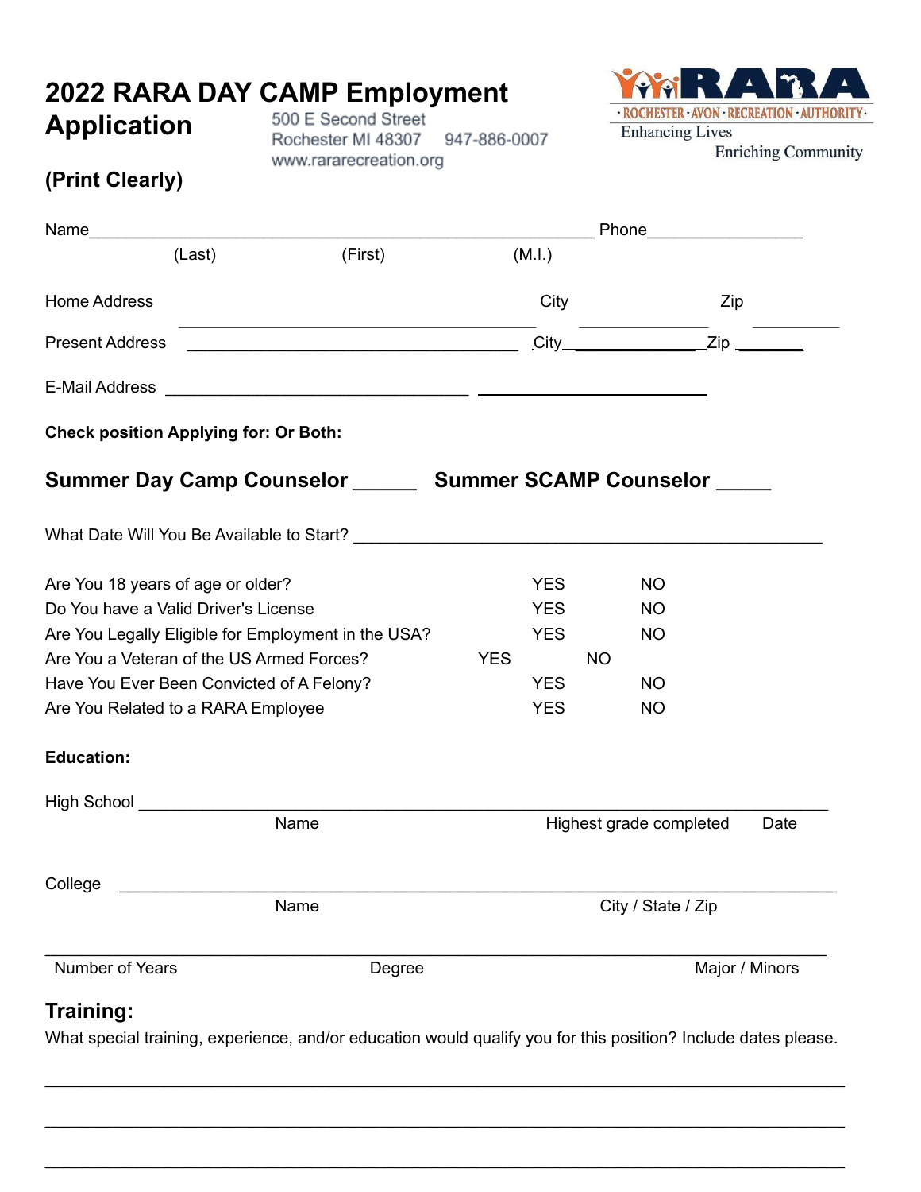# 2022 RARA DAY CAMP Employment Application

500 E Second Street
Rochester MI 48307    947-886-0007
www.rararecreation.org

RARA
· ROCHESTER · AVON · RECREATION · AUTHORITY ·
Enhancing Lives
Enriching Community

**(Print Clearly)**

Name________________________________________________________ Phone________________
(Last)    (First)    (M.I.)

Home Address    City    Zip

________________________________________ ______________ __________

Present Address ______________________________________ City______________Zip ________

E-Mail Address __________________________________ __________________________

**Check position Applying for: Or Both:**

**Summer Day Camp Counselor ______    Summer SCAMP Counselor _____**

What Date Will You Be Available to Start? ____________________________________________________

| | | |
|---|---|---|
| Are You 18 years of age or older? | YES | NO |
| Do You have a Valid Driver's License | YES | NO |
| Are You Legally Eligible for Employment in the USA? | YES | NO |
| Are You a Veteran of the US Armed Forces? | YES | NO |
| Have You Ever Been Convicted of A Felony? | YES | NO |
| Are You Related to a RARA Employee | YES | NO |

**Education:**

High School ______________________________________________________________________________
Name    Highest grade completed    Date

College ________________________________________________________________________________
Name    City / State / Zip

________________________________________________________________________________
Number of Years    Degree    Major / Minors

## Training:

What special training, experience, and/or education would qualify you for this position? Include dates please.

________________________________________________________________________________

________________________________________________________________________________

________________________________________________________________________________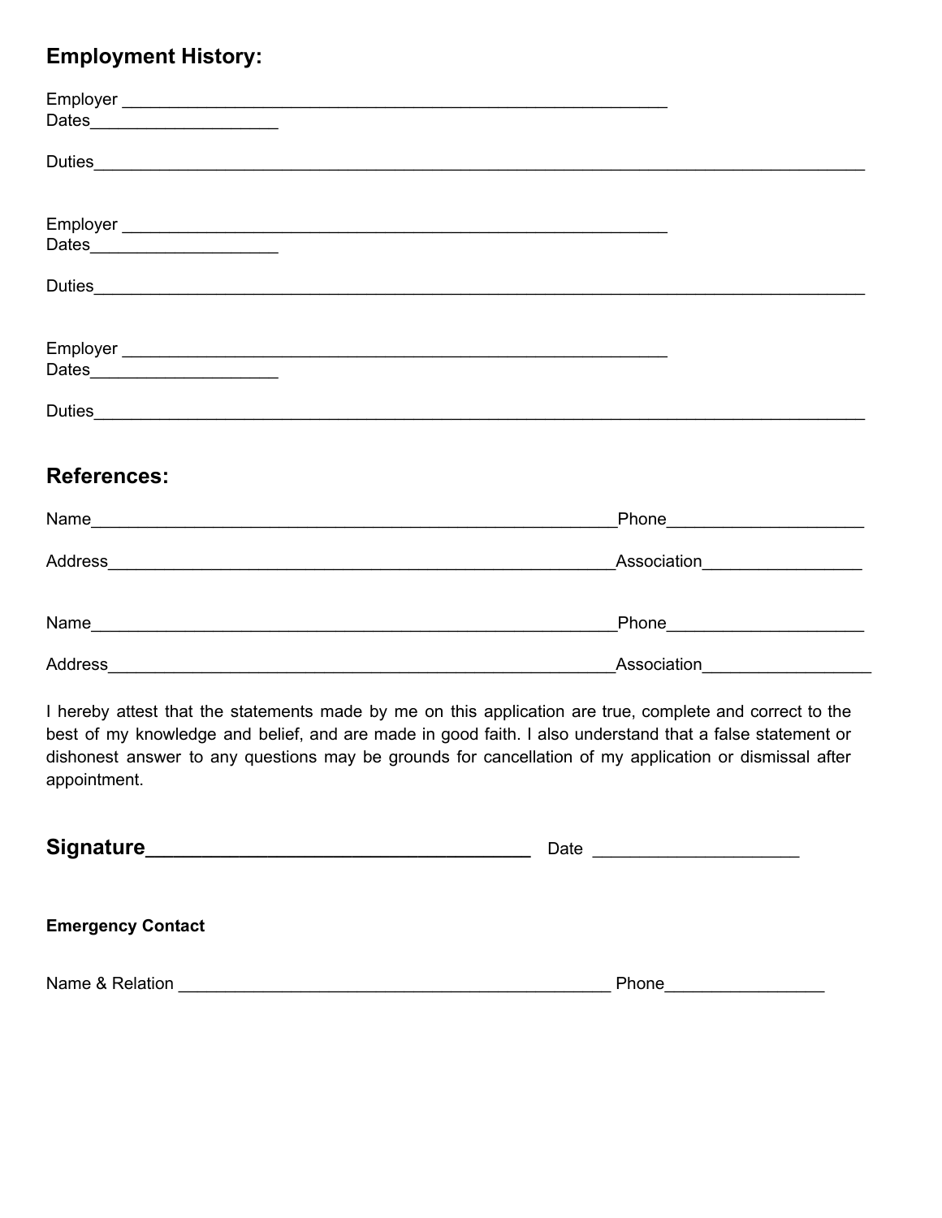## Employment History:

Employer ____________________________________________________________
Dates____________________

Duties_____________________________________________________________________________________

Employer ____________________________________________________________
Dates____________________

Duties_____________________________________________________________________________________

Employer ____________________________________________________________
Dates____________________

Duties_____________________________________________________________________________________

## References:

Name___________________________________________________________Phone______________________

Address_________________________________________________________Association_________________

Name___________________________________________________________Phone______________________

Address_________________________________________________________Association__________________

I hereby attest that the statements made by me on this application are true, complete and correct to the best of my knowledge and belief, and are made in good faith. I also understand that a false statement or dishonest answer to any questions may be grounds for cancellation of my application or dismissal after appointment.

**Signature**__________________________________ Date _____________________

**Emergency Contact**

Name & Relation ________________________________________________ Phone_________________